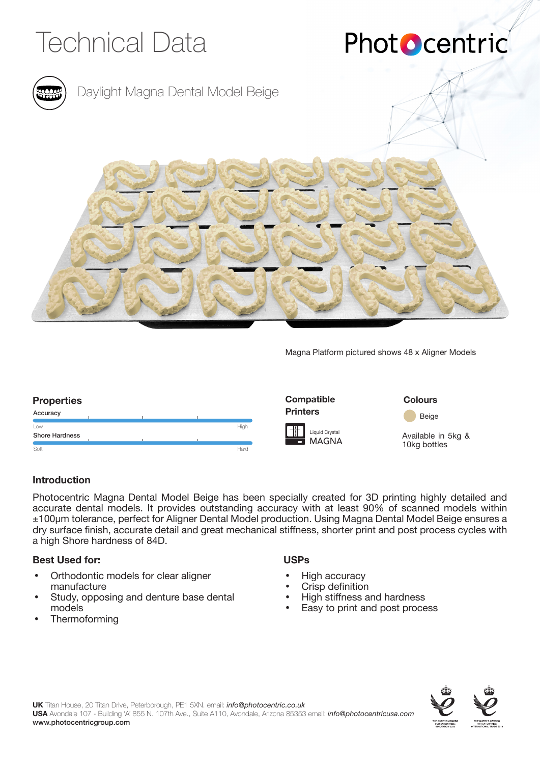# Technical Data

Photocentric

## Daylight Magna Dental Model Beige

Magna Platform pictured shows 48 x Aligner Models

### Properties

Accuracy

Low — High

Shore Hardness

Soft — Hard

### Compatible Printers

Liquid Crystal MAGNA

### Colours

Beige

Available in 5kg & 10kg bottles

### Introduction

Photocentric Magna Dental Model Beige has been specially created for 3D printing highly detailed and accurate dental models. It provides outstanding accuracy with at least 90% of scanned models within ±100μm tolerance, perfect for Aligner Dental Model production. Using Magna Dental Model Beige ensures a dry surface finish, accurate detail and great mechanical stiffness, shorter print and post process cycles with a high Shore hardness of 84D.

### Best Used for:

- Orthodontic models for clear aligner manufacture
- Study, opposing and denture base dental models
- Thermoforming

### USPs

- High accuracy
- Crisp definition
- High stiffness and hardness
- Easy to print and post process

**UK** Titan House, 20 Titan Drive, Peterborough, PE1 5XN. email: *info@photocentric.co.uk*
**USA** Avondale 107 - Building 'A' 855 N. 107th Ave., Suite A110, Avondale, Arizona 85353 email: *info@photocentricusa.com*
**www.photocentricgroup.com**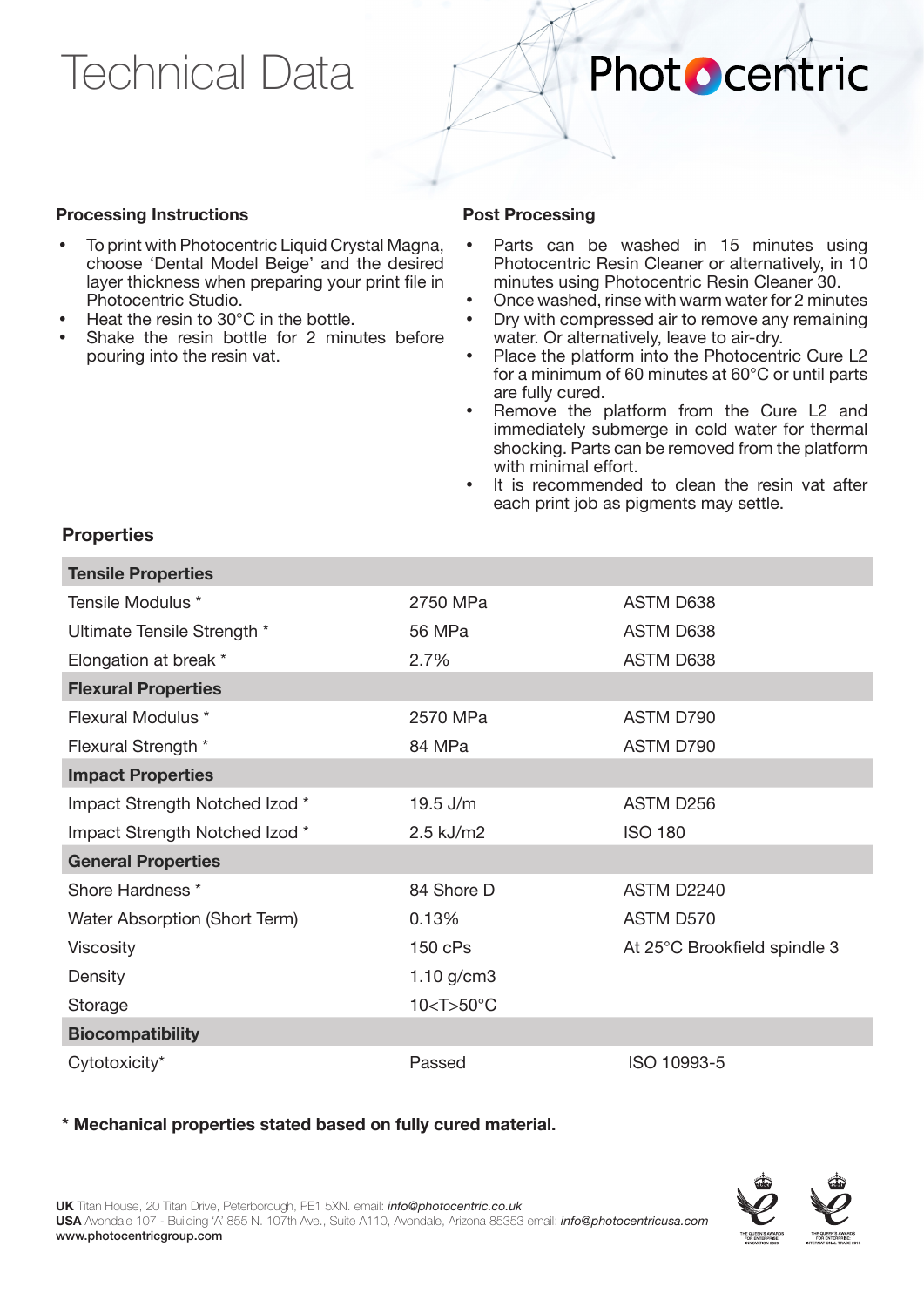# Technical Data

Photocentric

## Processing Instructions

- To print with Photocentric Liquid Crystal Magna, choose 'Dental Model Beige' and the desired layer thickness when preparing your print file in Photocentric Studio.
- Heat the resin to 30°C in the bottle.
- Shake the resin bottle for 2 minutes before pouring into the resin vat.

## Post Processing

- Parts can be washed in 15 minutes using Photocentric Resin Cleaner or alternatively, in 10 minutes using Photocentric Resin Cleaner 30.
- Once washed, rinse with warm water for 2 minutes
- Dry with compressed air to remove any remaining water. Or alternatively, leave to air-dry.
- Place the platform into the Photocentric Cure L2 for a minimum of 60 minutes at 60°C or until parts are fully cured.
- Remove the platform from the Cure L2 and immediately submerge in cold water for thermal shocking. Parts can be removed from the platform with minimal effort.
- It is recommended to clean the resin vat after each print job as pigments may settle.

## Properties

| | | |
|---|---|---|
| **Tensile Properties** | | |
| Tensile Modulus * | 2750 MPa | ASTM D638 |
| Ultimate Tensile Strength * | 56 MPa | ASTM D638 |
| Elongation at break * | 2.7% | ASTM D638 |
| **Flexural Properties** | | |
| Flexural Modulus * | 2570 MPa | ASTM D790 |
| Flexural Strength * | 84 MPa | ASTM D790 |
| **Impact Properties** | | |
| Impact Strength Notched Izod * | 19.5 J/m | ASTM D256 |
| Impact Strength Notched Izod * | 2.5 kJ/m2 | ISO 180 |
| **General Properties** | | |
| Shore Hardness * | 84 Shore D | ASTM D2240 |
| Water Absorption (Short Term) | 0.13% | ASTM D570 |
| Viscosity | 150 cPs | At 25°C Brookfield spindle 3 |
| Density | 1.10 g/cm3 | |
| Storage | 10<T>50°C | |
| **Biocompatibility** | | |
| Cytotoxicity* | Passed | ISO 10993-5 |

**\* Mechanical properties stated based on fully cured material.**

**UK** Titan House, 20 Titan Drive, Peterborough, PE1 5XN. email: *info@photocentric.co.uk*
**USA** Avondale 107 - Building 'A' 855 N. 107th Ave., Suite A110, Avondale, Arizona 85353 email: *info@photocentricusa.com*
**www.photocentricgroup.com**